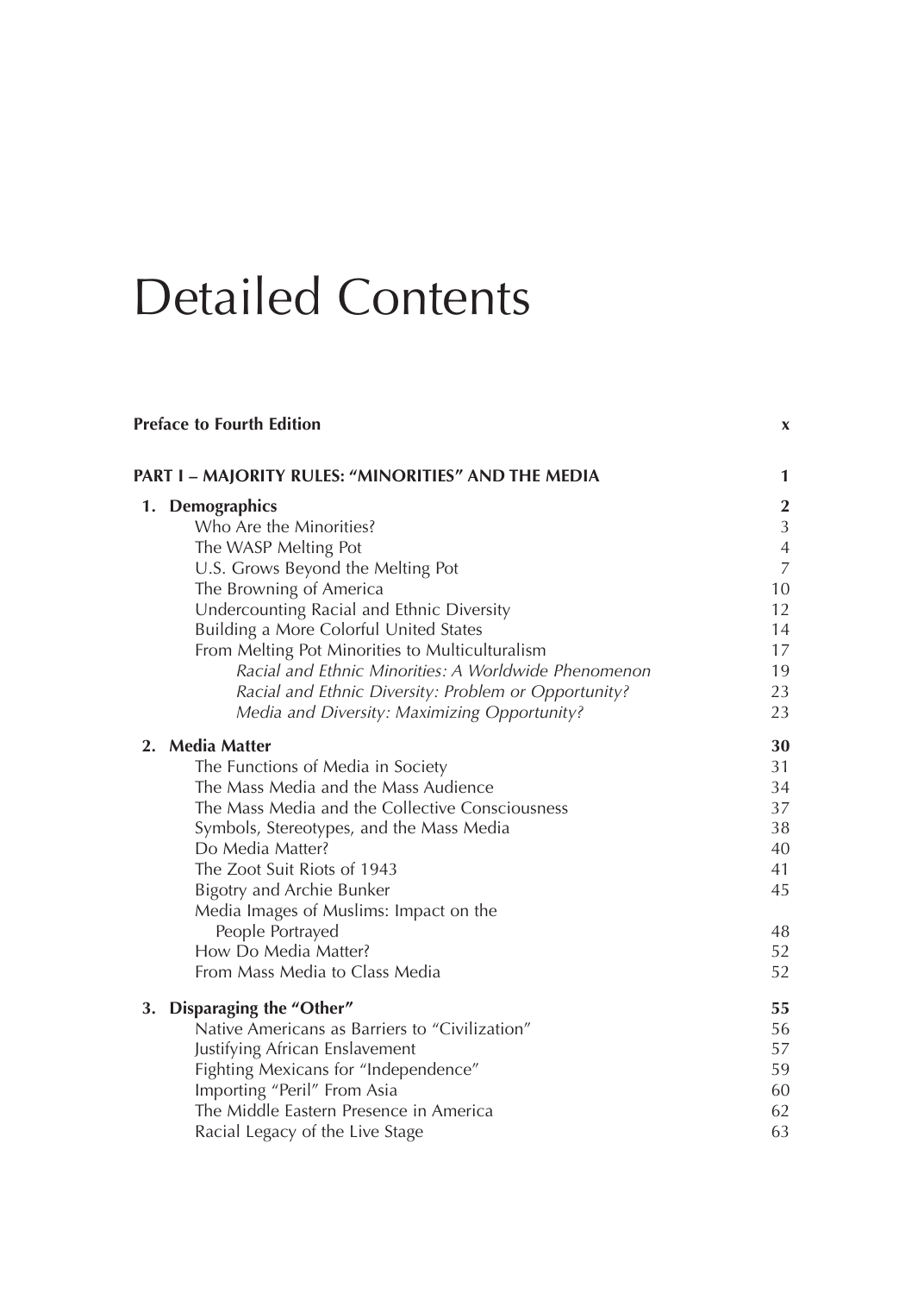# Detailed Contents

**Preface to Fourth Edition** **x**

**PART I – MAJORITY RULES: "MINORITIES" AND THE MEDIA** **1**

**1. Demographics** **2**

- Who Are the Minorities? 3
- The WASP Melting Pot 4
- U.S. Grows Beyond the Melting Pot 7
- The Browning of America 10
- Undercounting Racial and Ethnic Diversity 12
- Building a More Colorful United States 14
- From Melting Pot Minorities to Multiculturalism 17
  - *Racial and Ethnic Minorities: A Worldwide Phenomenon* 19
  - *Racial and Ethnic Diversity: Problem or Opportunity?* 23
  - *Media and Diversity: Maximizing Opportunity?* 23

**2. Media Matter** **30**

- The Functions of Media in Society 31
- The Mass Media and the Mass Audience 34
- The Mass Media and the Collective Consciousness 37
- Symbols, Stereotypes, and the Mass Media 38
- Do Media Matter? 40
- The Zoot Suit Riots of 1943 41
- Bigotry and Archie Bunker 45
- Media Images of Muslims: Impact on the People Portrayed 48
- How Do Media Matter? 52
- From Mass Media to Class Media 52

**3. Disparaging the "Other"** **55**

- Native Americans as Barriers to "Civilization" 56
- Justifying African Enslavement 57
- Fighting Mexicans for "Independence" 59
- Importing "Peril" From Asia 60
- The Middle Eastern Presence in America 62
- Racial Legacy of the Live Stage 63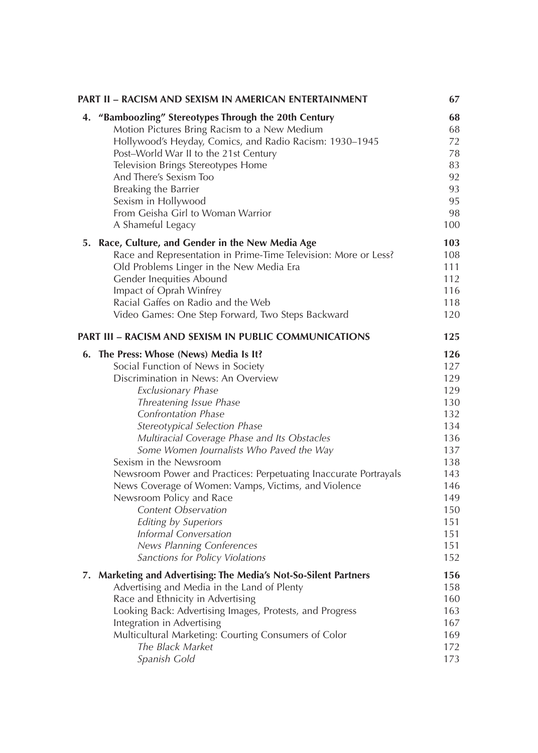| | |
|---|---|
| **PART II – RACISM AND SEXISM IN AMERICAN ENTERTAINMENT** | **67** |
| **4. "Bamboozling" Stereotypes Through the 20th Century** | **68** |
| Motion Pictures Bring Racism to a New Medium | 68 |
| Hollywood's Heyday, Comics, and Radio Racism: 1930–1945 | 72 |
| Post–World War II to the 21st Century | 78 |
| Television Brings Stereotypes Home | 83 |
| And There's Sexism Too | 92 |
| Breaking the Barrier | 93 |
| Sexism in Hollywood | 95 |
| From Geisha Girl to Woman Warrior | 98 |
| A Shameful Legacy | 100 |
| **5. Race, Culture, and Gender in the New Media Age** | **103** |
| Race and Representation in Prime-Time Television: More or Less? | 108 |
| Old Problems Linger in the New Media Era | 111 |
| Gender Inequities Abound | 112 |
| Impact of Oprah Winfrey | 116 |
| Racial Gaffes on Radio and the Web | 118 |
| Video Games: One Step Forward, Two Steps Backward | 120 |
| **PART III – RACISM AND SEXISM IN PUBLIC COMMUNICATIONS** | **125** |
| **6. The Press: Whose (News) Media Is It?** | **126** |
| Social Function of News in Society | 127 |
| Discrimination in News: An Overview | 129 |
| *Exclusionary Phase* | 129 |
| *Threatening Issue Phase* | 130 |
| *Confrontation Phase* | 132 |
| *Stereotypical Selection Phase* | 134 |
| *Multiracial Coverage Phase and Its Obstacles* | 136 |
| *Some Women Journalists Who Paved the Way* | 137 |
| Sexism in the Newsroom | 138 |
| Newsroom Power and Practices: Perpetuating Inaccurate Portrayals | 143 |
| News Coverage of Women: Vamps, Victims, and Violence | 146 |
| Newsroom Policy and Race | 149 |
| *Content Observation* | 150 |
| *Editing by Superiors* | 151 |
| *Informal Conversation* | 151 |
| *News Planning Conferences* | 151 |
| *Sanctions for Policy Violations* | 152 |
| **7. Marketing and Advertising: The Media's Not-So-Silent Partners** | **156** |
| Advertising and Media in the Land of Plenty | 158 |
| Race and Ethnicity in Advertising | 160 |
| Looking Back: Advertising Images, Protests, and Progress | 163 |
| Integration in Advertising | 167 |
| Multicultural Marketing: Courting Consumers of Color | 169 |
| *The Black Market* | 172 |
| *Spanish Gold* | 173 |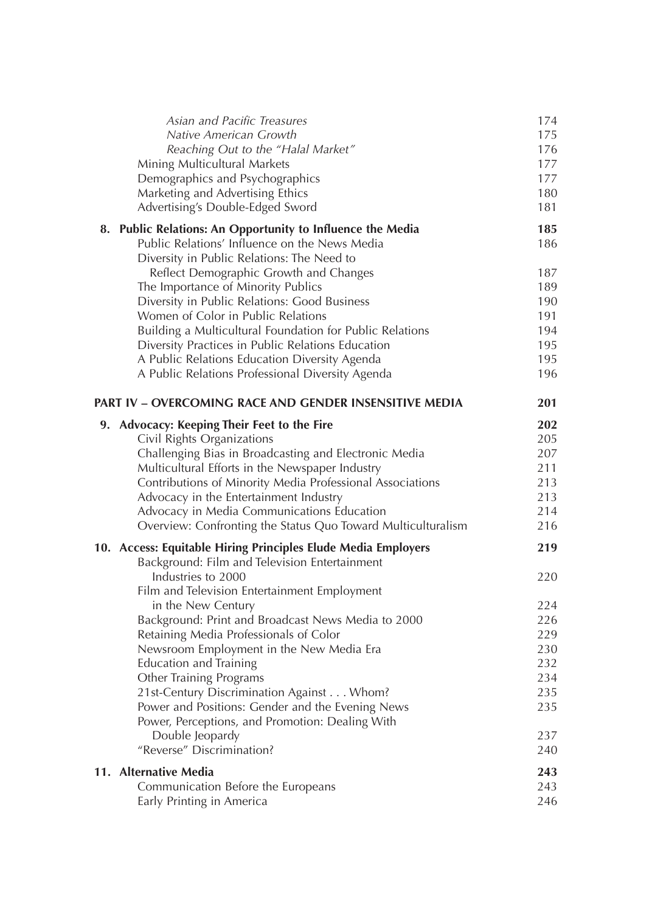*Asian and Pacific Treasures* 174
*Native American Growth* 175
*Reaching Out to the "Halal Market"* 176
Mining Multicultural Markets 177
Demographics and Psychographics 177
Marketing and Advertising Ethics 180
Advertising's Double-Edged Sword 181

**8. Public Relations: An Opportunity to Influence the Media 185**
Public Relations' Influence on the News Media 186
Diversity in Public Relations: The Need to Reflect Demographic Growth and Changes 187
The Importance of Minority Publics 189
Diversity in Public Relations: Good Business 190
Women of Color in Public Relations 191
Building a Multicultural Foundation for Public Relations 194
Diversity Practices in Public Relations Education 195
A Public Relations Education Diversity Agenda 195
A Public Relations Professional Diversity Agenda 196

**PART IV – OVERCOMING RACE AND GENDER INSENSITIVE MEDIA 201**

**9. Advocacy: Keeping Their Feet to the Fire 202**
Civil Rights Organizations 205
Challenging Bias in Broadcasting and Electronic Media 207
Multicultural Efforts in the Newspaper Industry 211
Contributions of Minority Media Professional Associations 213
Advocacy in the Entertainment Industry 213
Advocacy in Media Communications Education 214
Overview: Confronting the Status Quo Toward Multiculturalism 216

**10. Access: Equitable Hiring Principles Elude Media Employers 219**
Background: Film and Television Entertainment Industries to 2000 220
Film and Television Entertainment Employment in the New Century 224
Background: Print and Broadcast News Media to 2000 226
Retaining Media Professionals of Color 229
Newsroom Employment in the New Media Era 230
Education and Training 232
Other Training Programs 234
21st-Century Discrimination Against . . . Whom? 235
Power and Positions: Gender and the Evening News 235
Power, Perceptions, and Promotion: Dealing With Double Jeopardy 237
"Reverse" Discrimination? 240

**11. Alternative Media 243**
Communication Before the Europeans 243
Early Printing in America 246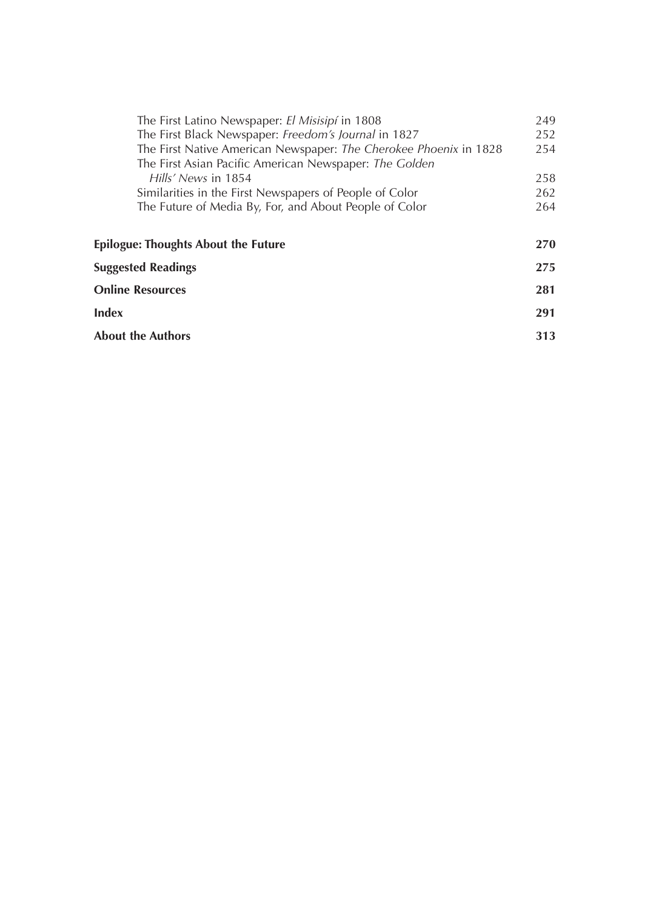| | |
|---|---|
| The First Latino Newspaper: *El Misisipí* in 1808 | 249 |
| The First Black Newspaper: *Freedom's Journal* in 1827 | 252 |
| The First Native American Newspaper: *The Cherokee Phoenix* in 1828 | 254 |
| The First Asian Pacific American Newspaper: *The Golden Hills' News* in 1854 | 258 |
| Similarities in the First Newspapers of People of Color | 262 |
| The Future of Media By, For, and About People of Color | 264 |
| **Epilogue: Thoughts About the Future** | **270** |
| **Suggested Readings** | **275** |
| **Online Resources** | **281** |
| **Index** | **291** |
| **About the Authors** | **313** |